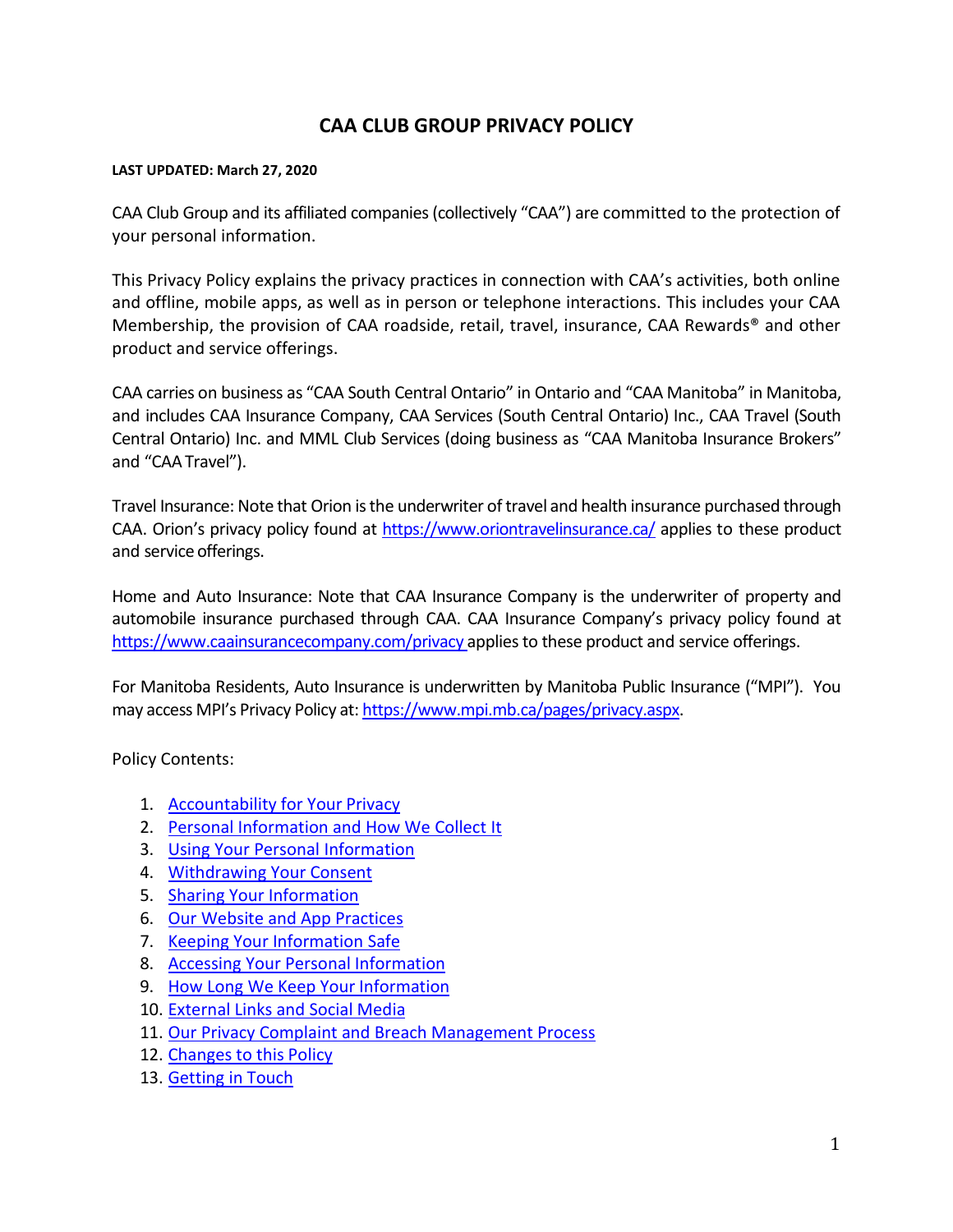# CAA CLUB GROUP PRIVACY POLICY

**LAST UPDATED: March 27, 2020**

CAA Club Group and its affiliated companies (collectively "CAA") are committed to the protection of your personal information.

This Privacy Policy explains the privacy practices in connection with CAA's activities, both online and offline, mobile apps, as well as in person or telephone interactions. This includes your CAA Membership, the provision of CAA roadside, retail, travel, insurance, CAA Rewards® and other product and service offerings.

CAA carries on business as "CAA South Central Ontario" in Ontario and "CAA Manitoba" in Manitoba, and includes CAA Insurance Company, CAA Services (South Central Ontario) Inc., CAA Travel (South Central Ontario) Inc. and MML Club Services (doing business as "CAA Manitoba Insurance Brokers" and "CAA Travel").

Travel Insurance: Note that Orion is the underwriter of travel and health insurance purchased through CAA. Orion's privacy policy found at [https://www.oriontravelinsurance.ca/](https://www.oriontravelinsurance.ca/) applies to these product and service offerings.

Home and Auto Insurance: Note that CAA Insurance Company is the underwriter of property and automobile insurance purchased through CAA. CAA Insurance Company's privacy policy found at [https://www.caainsurancecompany.com/privacy](https://www.caainsurancecompany.com/privacy) applies to these product and service offerings.

For Manitoba Residents, Auto Insurance is underwritten by Manitoba Public Insurance ("MPI"). You may access MPI's Privacy Policy at: [https://www.mpi.mb.ca/pages/privacy.aspx](https://www.mpi.mb.ca/pages/privacy.aspx).

Policy Contents:

1. Accountability for Your Privacy
2. Personal Information and How We Collect It
3. Using Your Personal Information
4. Withdrawing Your Consent
5. Sharing Your Information
6. Our Website and App Practices
7. Keeping Your Information Safe
8. Accessing Your Personal Information
9. How Long We Keep Your Information
10. External Links and Social Media
11. Our Privacy Complaint and Breach Management Process
12. Changes to this Policy
13. Getting in Touch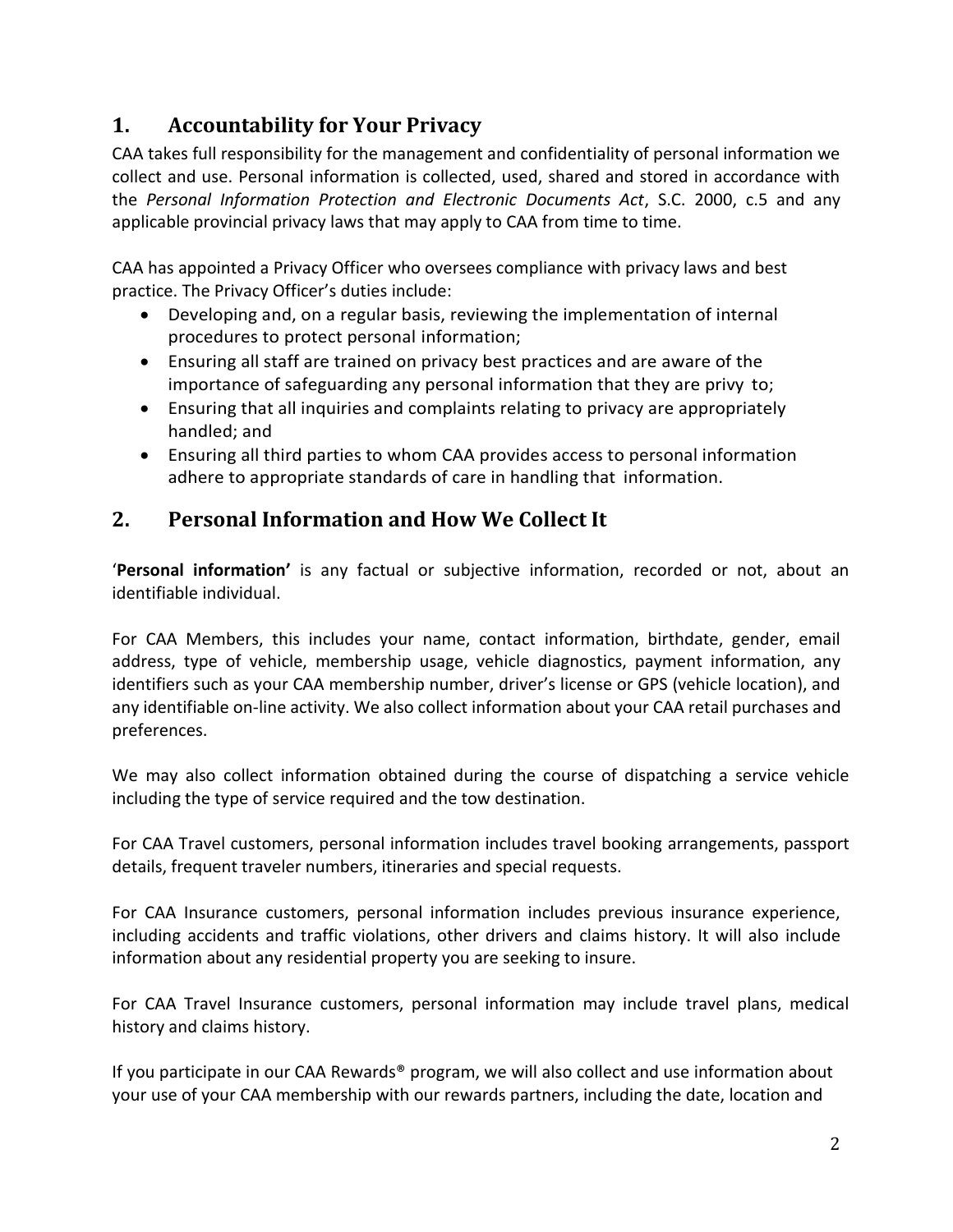## 1. Accountability for Your Privacy

CAA takes full responsibility for the management and confidentiality of personal information we collect and use. Personal information is collected, used, shared and stored in accordance with the *Personal Information Protection and Electronic Documents Act*, S.C. 2000, c.5 and any applicable provincial privacy laws that may apply to CAA from time to time.

CAA has appointed a Privacy Officer who oversees compliance with privacy laws and best practice. The Privacy Officer's duties include:

- Developing and, on a regular basis, reviewing the implementation of internal procedures to protect personal information;
- Ensuring all staff are trained on privacy best practices and are aware of the importance of safeguarding any personal information that they are privy to;
- Ensuring that all inquiries and complaints relating to privacy are appropriately handled; and
- Ensuring all third parties to whom CAA provides access to personal information adhere to appropriate standards of care in handling that information.

## 2. Personal Information and How We Collect It

'**Personal information'** is any factual or subjective information, recorded or not, about an identifiable individual.

For CAA Members, this includes your name, contact information, birthdate, gender, email address, type of vehicle, membership usage, vehicle diagnostics, payment information, any identifiers such as your CAA membership number, driver's license or GPS (vehicle location), and any identifiable on-line activity. We also collect information about your CAA retail purchases and preferences.

We may also collect information obtained during the course of dispatching a service vehicle including the type of service required and the tow destination.

For CAA Travel customers, personal information includes travel booking arrangements, passport details, frequent traveler numbers, itineraries and special requests.

For CAA Insurance customers, personal information includes previous insurance experience, including accidents and traffic violations, other drivers and claims history. It will also include information about any residential property you are seeking to insure.

For CAA Travel Insurance customers, personal information may include travel plans, medical history and claims history.

If you participate in our CAA Rewards® program, we will also collect and use information about your use of your CAA membership with our rewards partners, including the date, location and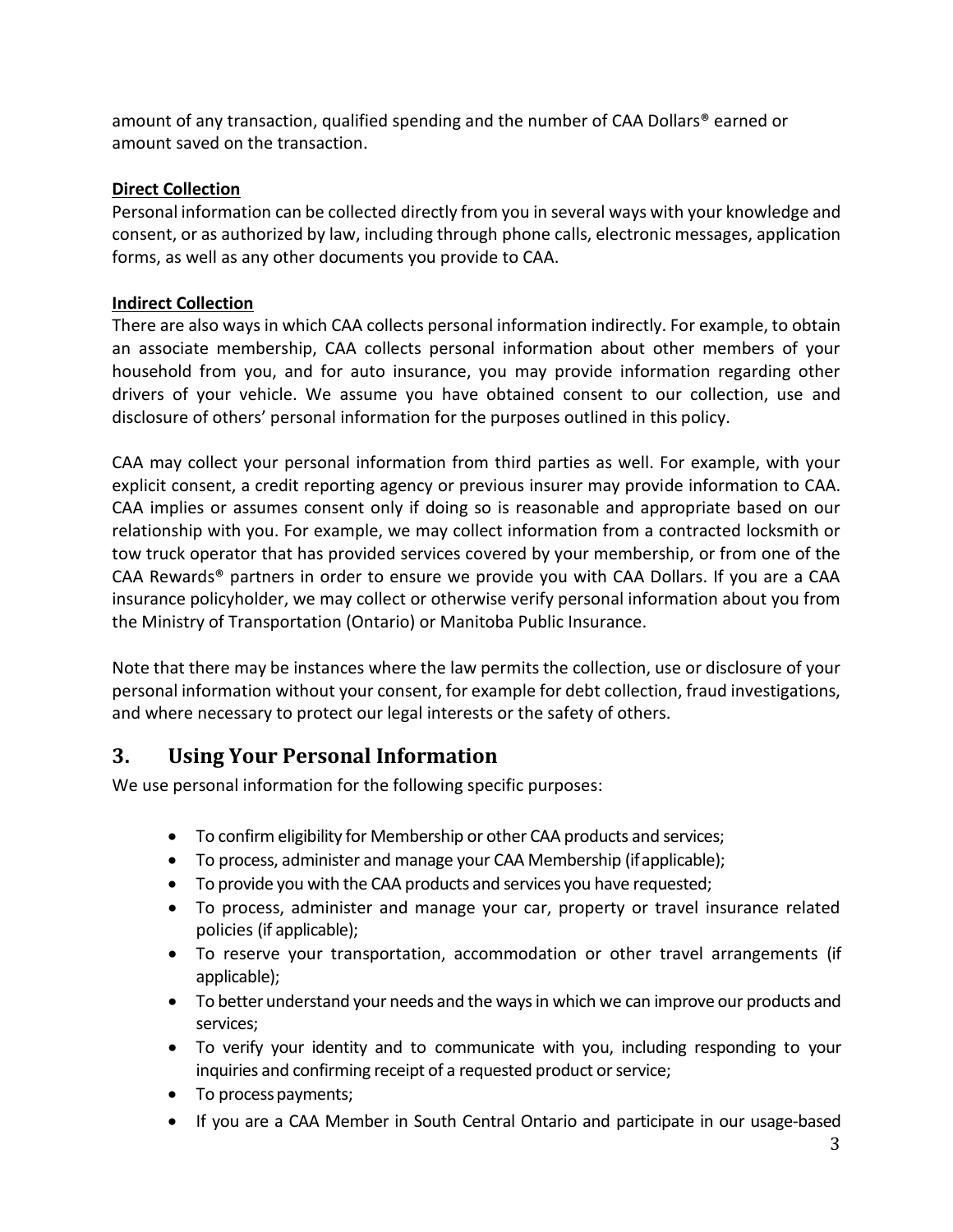amount of any transaction, qualified spending and the number of CAA Dollars® earned or amount saved on the transaction.

**Direct Collection**

Personal information can be collected directly from you in several ways with your knowledge and consent, or as authorized by law, including through phone calls, electronic messages, application forms, as well as any other documents you provide to CAA.

**Indirect Collection**

There are also ways in which CAA collects personal information indirectly. For example, to obtain an associate membership, CAA collects personal information about other members of your household from you, and for auto insurance, you may provide information regarding other drivers of your vehicle. We assume you have obtained consent to our collection, use and disclosure of others' personal information for the purposes outlined in this policy.

CAA may collect your personal information from third parties as well. For example, with your explicit consent, a credit reporting agency or previous insurer may provide information to CAA. CAA implies or assumes consent only if doing so is reasonable and appropriate based on our relationship with you. For example, we may collect information from a contracted locksmith or tow truck operator that has provided services covered by your membership, or from one of the CAA Rewards® partners in order to ensure we provide you with CAA Dollars. If you are a CAA insurance policyholder, we may collect or otherwise verify personal information about you from the Ministry of Transportation (Ontario) or Manitoba Public Insurance.

Note that there may be instances where the law permits the collection, use or disclosure of your personal information without your consent, for example for debt collection, fraud investigations, and where necessary to protect our legal interests or the safety of others.

## 3. Using Your Personal Information

We use personal information for the following specific purposes:

- To confirm eligibility for Membership or other CAA products and services;
- To process, administer and manage your CAA Membership (if applicable);
- To provide you with the CAA products and services you have requested;
- To process, administer and manage your car, property or travel insurance related policies (if applicable);
- To reserve your transportation, accommodation or other travel arrangements (if applicable);
- To better understand your needs and the ways in which we can improve our products and services;
- To verify your identity and to communicate with you, including responding to your inquiries and confirming receipt of a requested product or service;
- To process payments;
- If you are a CAA Member in South Central Ontario and participate in our usage-based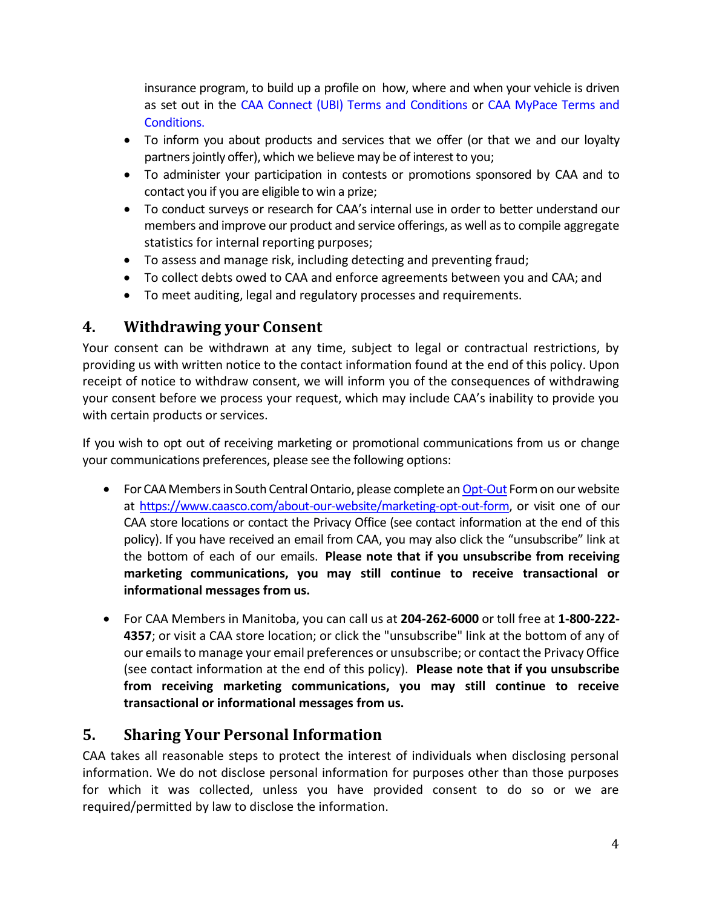insurance program, to build up a profile on how, where and when your vehicle is driven as set out in the CAA Connect (UBI) Terms and Conditions or CAA MyPace Terms and Conditions.

- To inform you about products and services that we offer (or that we and our loyalty partners jointly offer), which we believe may be of interest to you;
- To administer your participation in contests or promotions sponsored by CAA and to contact you if you are eligible to win a prize;
- To conduct surveys or research for CAA's internal use in order to better understand our members and improve our product and service offerings, as well as to compile aggregate statistics for internal reporting purposes;
- To assess and manage risk, including detecting and preventing fraud;
- To collect debts owed to CAA and enforce agreements between you and CAA; and
- To meet auditing, legal and regulatory processes and requirements.

## 4. Withdrawing your Consent

Your consent can be withdrawn at any time, subject to legal or contractual restrictions, by providing us with written notice to the contact information found at the end of this policy. Upon receipt of notice to withdraw consent, we will inform you of the consequences of withdrawing your consent before we process your request, which may include CAA's inability to provide you with certain products or services.

If you wish to opt out of receiving marketing or promotional communications from us or change your communications preferences, please see the following options:

- For CAA Members in South Central Ontario, please complete an Opt-Out Form on our website at https://www.caasco.com/about-our-website/marketing-opt-out-form, or visit one of our CAA store locations or contact the Privacy Office (see contact information at the end of this policy). If you have received an email from CAA, you may also click the "unsubscribe" link at the bottom of each of our emails. **Please note that if you unsubscribe from receiving marketing communications, you may still continue to receive transactional or informational messages from us.**

- For CAA Members in Manitoba, you can call us at **204-262-6000** or toll free at **1-800-222-4357**; or visit a CAA store location; or click the "unsubscribe" link at the bottom of any of our emails to manage your email preferences or unsubscribe; or contact the Privacy Office (see contact information at the end of this policy). **Please note that if you unsubscribe from receiving marketing communications, you may still continue to receive transactional or informational messages from us.**

## 5. Sharing Your Personal Information

CAA takes all reasonable steps to protect the interest of individuals when disclosing personal information. We do not disclose personal information for purposes other than those purposes for which it was collected, unless you have provided consent to do so or we are required/permitted by law to disclose the information.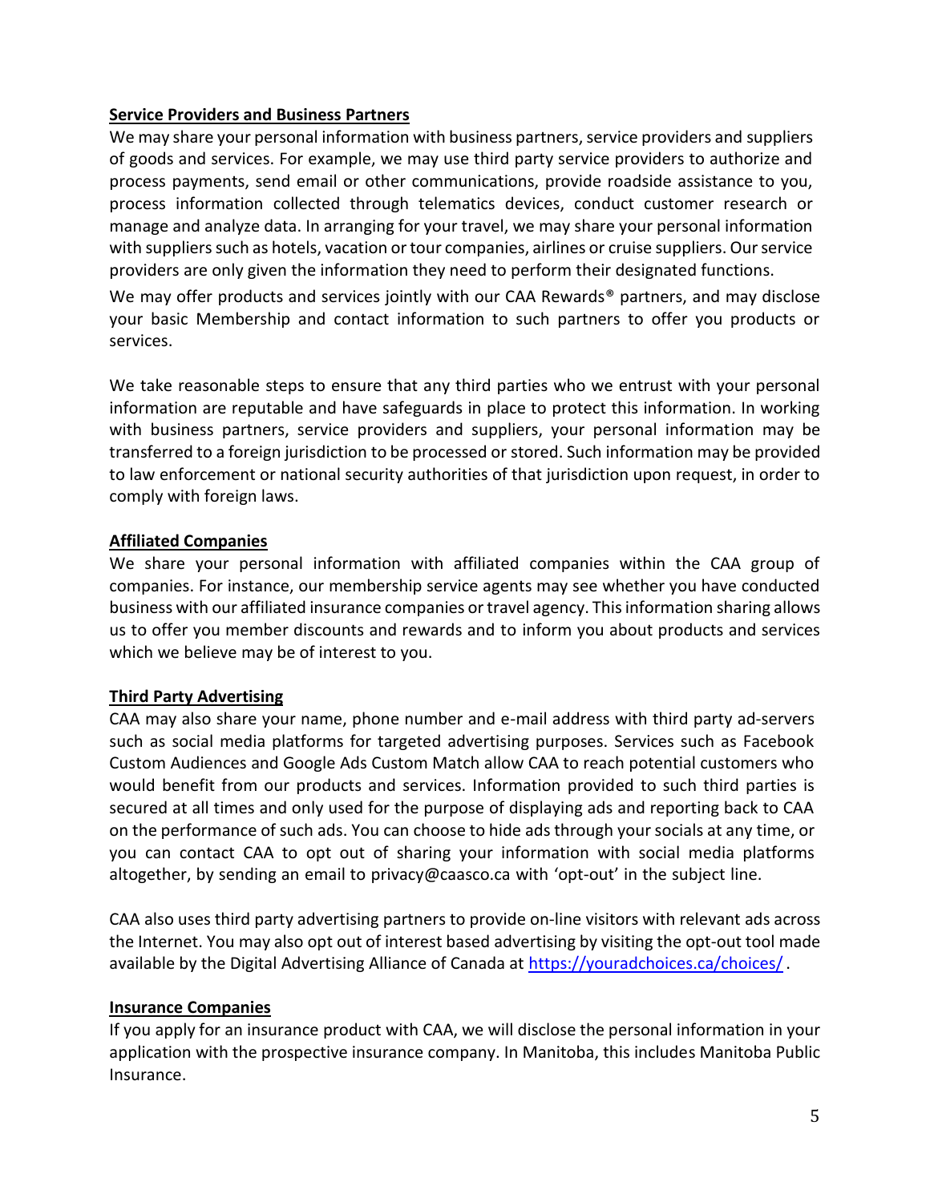**Service Providers and Business Partners**

We may share your personal information with business partners, service providers and suppliers of goods and services. For example, we may use third party service providers to authorize and process payments, send email or other communications, provide roadside assistance to you, process information collected through telematics devices, conduct customer research or manage and analyze data. In arranging for your travel, we may share your personal information with suppliers such as hotels, vacation or tour companies, airlines or cruise suppliers. Our service providers are only given the information they need to perform their designated functions.

We may offer products and services jointly with our CAA Rewards® partners, and may disclose your basic Membership and contact information to such partners to offer you products or services.

We take reasonable steps to ensure that any third parties who we entrust with your personal information are reputable and have safeguards in place to protect this information. In working with business partners, service providers and suppliers, your personal information may be transferred to a foreign jurisdiction to be processed or stored. Such information may be provided to law enforcement or national security authorities of that jurisdiction upon request, in order to comply with foreign laws.

**Affiliated Companies**

We share your personal information with affiliated companies within the CAA group of companies. For instance, our membership service agents may see whether you have conducted business with our affiliated insurance companies or travel agency. This information sharing allows us to offer you member discounts and rewards and to inform you about products and services which we believe may be of interest to you.

**Third Party Advertising**

CAA may also share your name, phone number and e-mail address with third party ad-servers such as social media platforms for targeted advertising purposes. Services such as Facebook Custom Audiences and Google Ads Custom Match allow CAA to reach potential customers who would benefit from our products and services. Information provided to such third parties is secured at all times and only used for the purpose of displaying ads and reporting back to CAA on the performance of such ads. You can choose to hide ads through your socials at any time, or you can contact CAA to opt out of sharing your information with social media platforms altogether, by sending an email to privacy@caasco.ca with 'opt-out' in the subject line.

CAA also uses third party advertising partners to provide on-line visitors with relevant ads across the Internet. You may also opt out of interest based advertising by visiting the opt-out tool made available by the Digital Advertising Alliance of Canada at [https://youradchoices.ca/choices/](https://youradchoices.ca/choices/) .

**Insurance Companies**

If you apply for an insurance product with CAA, we will disclose the personal information in your application with the prospective insurance company. In Manitoba, this includes Manitoba Public Insurance.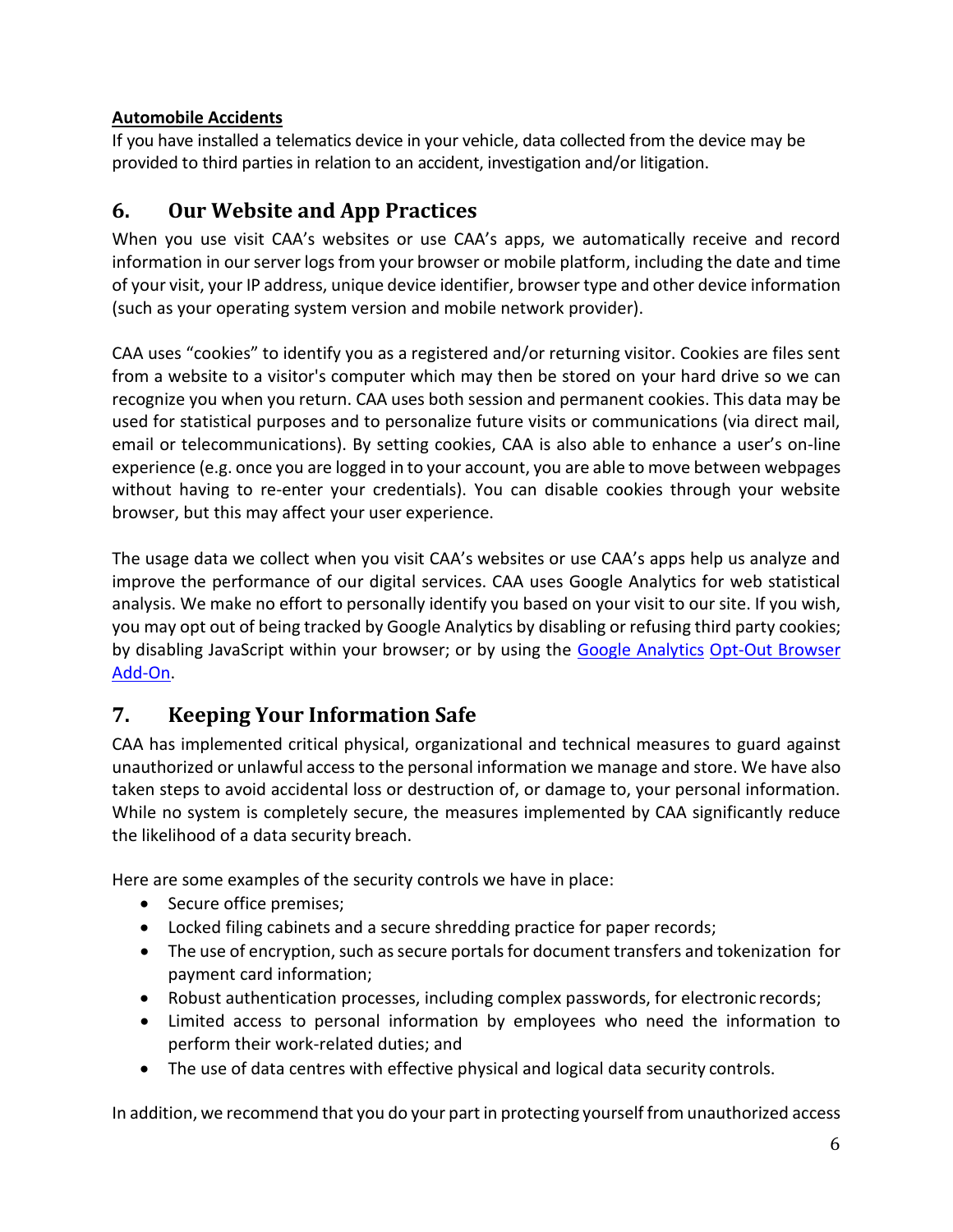**Automobile Accidents**

If you have installed a telematics device in your vehicle, data collected from the device may be provided to third parties in relation to an accident, investigation and/or litigation.

## 6. Our Website and App Practices

When you use visit CAA's websites or use CAA's apps, we automatically receive and record information in our server logs from your browser or mobile platform, including the date and time of your visit, your IP address, unique device identifier, browser type and other device information (such as your operating system version and mobile network provider).

CAA uses "cookies" to identify you as a registered and/or returning visitor. Cookies are files sent from a website to a visitor's computer which may then be stored on your hard drive so we can recognize you when you return. CAA uses both session and permanent cookies. This data may be used for statistical purposes and to personalize future visits or communications (via direct mail, email or telecommunications). By setting cookies, CAA is also able to enhance a user's on-line experience (e.g. once you are logged in to your account, you are able to move between webpages without having to re-enter your credentials). You can disable cookies through your website browser, but this may affect your user experience.

The usage data we collect when you visit CAA's websites or use CAA's apps help us analyze and improve the performance of our digital services. CAA uses Google Analytics for web statistical analysis. We make no effort to personally identify you based on your visit to our site. If you wish, you may opt out of being tracked by Google Analytics by disabling or refusing third party cookies; by disabling JavaScript within your browser; or by using the Google Analytics Opt-Out Browser Add-On.

## 7. Keeping Your Information Safe

CAA has implemented critical physical, organizational and technical measures to guard against unauthorized or unlawful access to the personal information we manage and store. We have also taken steps to avoid accidental loss or destruction of, or damage to, your personal information. While no system is completely secure, the measures implemented by CAA significantly reduce the likelihood of a data security breach.

Here are some examples of the security controls we have in place:

- Secure office premises;
- Locked filing cabinets and a secure shredding practice for paper records;
- The use of encryption, such as secure portals for document transfers and tokenization for payment card information;
- Robust authentication processes, including complex passwords, for electronic records;
- Limited access to personal information by employees who need the information to perform their work-related duties; and
- The use of data centres with effective physical and logical data security controls.

In addition, we recommend that you do your part in protecting yourself from unauthorized access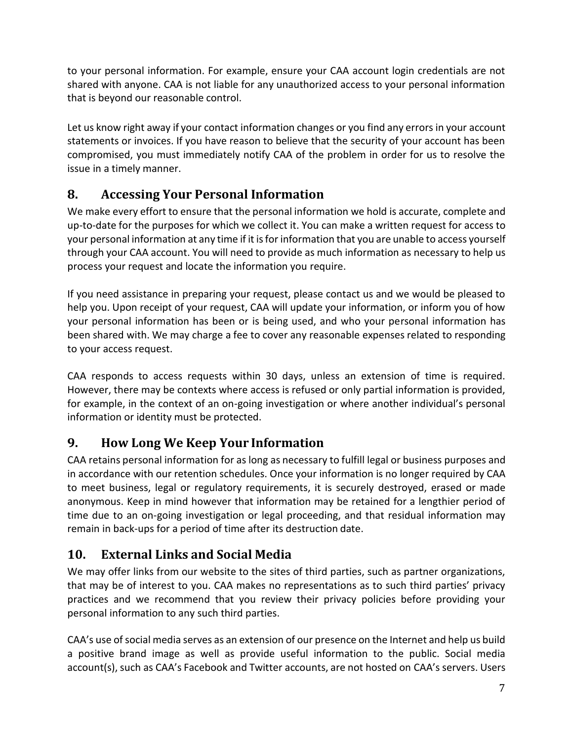to your personal information. For example, ensure your CAA account login credentials are not shared with anyone. CAA is not liable for any unauthorized access to your personal information that is beyond our reasonable control.

Let us know right away if your contact information changes or you find any errors in your account statements or invoices. If you have reason to believe that the security of your account has been compromised, you must immediately notify CAA of the problem in order for us to resolve the issue in a timely manner.

## 8. Accessing Your Personal Information

We make every effort to ensure that the personal information we hold is accurate, complete and up-to-date for the purposes for which we collect it. You can make a written request for access to your personal information at any time if it is for information that you are unable to access yourself through your CAA account. You will need to provide as much information as necessary to help us process your request and locate the information you require.

If you need assistance in preparing your request, please contact us and we would be pleased to help you. Upon receipt of your request, CAA will update your information, or inform you of how your personal information has been or is being used, and who your personal information has been shared with. We may charge a fee to cover any reasonable expenses related to responding to your access request.

CAA responds to access requests within 30 days, unless an extension of time is required. However, there may be contexts where access is refused or only partial information is provided, for example, in the context of an on-going investigation or where another individual's personal information or identity must be protected.

## 9. How Long We Keep Your Information

CAA retains personal information for as long as necessary to fulfill legal or business purposes and in accordance with our retention schedules. Once your information is no longer required by CAA to meet business, legal or regulatory requirements, it is securely destroyed, erased or made anonymous. Keep in mind however that information may be retained for a lengthier period of time due to an on-going investigation or legal proceeding, and that residual information may remain in back-ups for a period of time after its destruction date.

## 10. External Links and Social Media

We may offer links from our website to the sites of third parties, such as partner organizations, that may be of interest to you. CAA makes no representations as to such third parties' privacy practices and we recommend that you review their privacy policies before providing your personal information to any such third parties.

CAA's use of social media serves as an extension of our presence on the Internet and help us build a positive brand image as well as provide useful information to the public. Social media account(s), such as CAA's Facebook and Twitter accounts, are not hosted on CAA's servers. Users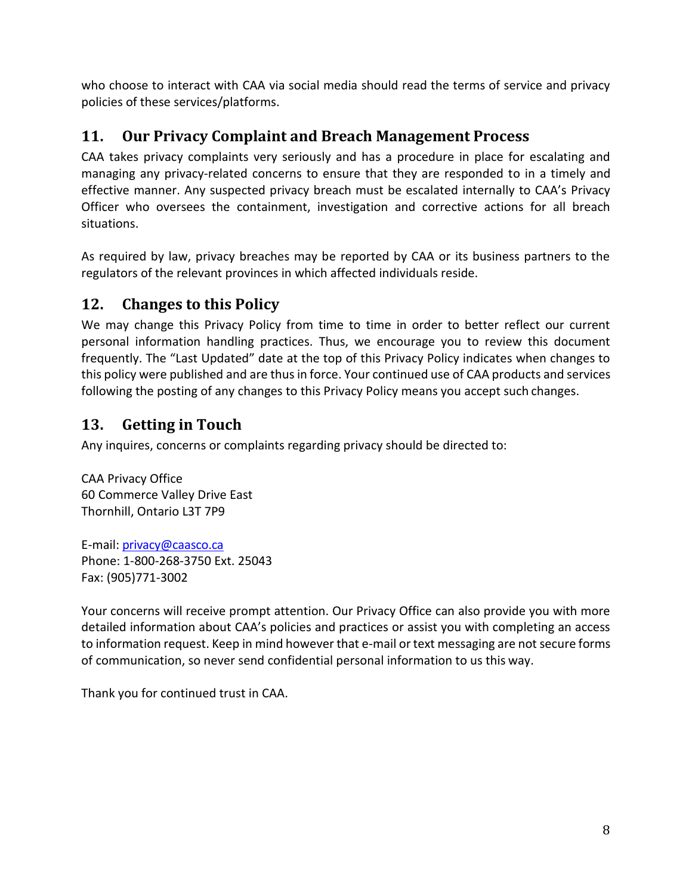who choose to interact with CAA via social media should read the terms of service and privacy policies of these services/platforms.

## 11. Our Privacy Complaint and Breach Management Process

CAA takes privacy complaints very seriously and has a procedure in place for escalating and managing any privacy-related concerns to ensure that they are responded to in a timely and effective manner. Any suspected privacy breach must be escalated internally to CAA's Privacy Officer who oversees the containment, investigation and corrective actions for all breach situations.

As required by law, privacy breaches may be reported by CAA or its business partners to the regulators of the relevant provinces in which affected individuals reside.

## 12. Changes to this Policy

We may change this Privacy Policy from time to time in order to better reflect our current personal information handling practices. Thus, we encourage you to review this document frequently. The "Last Updated" date at the top of this Privacy Policy indicates when changes to this policy were published and are thus in force. Your continued use of CAA products and services following the posting of any changes to this Privacy Policy means you accept such changes.

## 13. Getting in Touch

Any inquires, concerns or complaints regarding privacy should be directed to:

CAA Privacy Office
60 Commerce Valley Drive East
Thornhill, Ontario L3T 7P9

E-mail: privacy@caasco.ca
Phone: 1-800-268-3750 Ext. 25043
Fax: (905)771-3002

Your concerns will receive prompt attention. Our Privacy Office can also provide you with more detailed information about CAA's policies and practices or assist you with completing an access to information request. Keep in mind however that e-mail or text messaging are not secure forms of communication, so never send confidential personal information to us this way.

Thank you for continued trust in CAA.